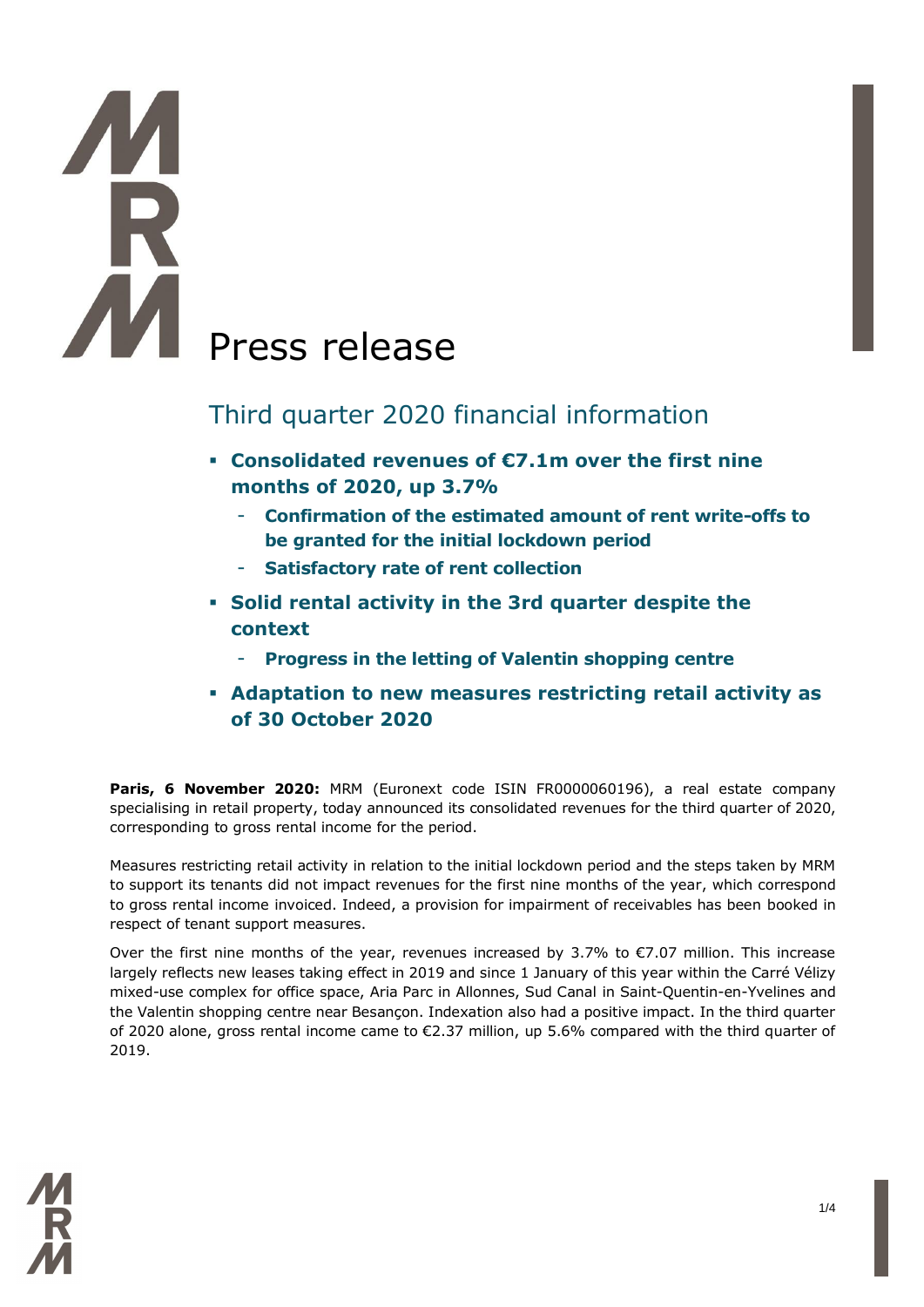# Press release

## Third quarter 2020 financial information

- **Consolidated revenues of €7.1m over the first nine months of 2020, up 3.7%**
  - **Confirmation of the estimated amount of rent write-offs to be granted for the initial lockdown period**
  - **Satisfactory rate of rent collection**
- **Solid rental activity in the 3rd quarter despite the context**
  - **Progress in the letting of Valentin shopping centre**
- **Adaptation to new measures restricting retail activity as of 30 October 2020**

**Paris, 6 November 2020:** MRM (Euronext code ISIN FR0000060196), a real estate company specialising in retail property, today announced its consolidated revenues for the third quarter of 2020, corresponding to gross rental income for the period.

Measures restricting retail activity in relation to the initial lockdown period and the steps taken by MRM to support its tenants did not impact revenues for the first nine months of the year, which correspond to gross rental income invoiced. Indeed, a provision for impairment of receivables has been booked in respect of tenant support measures.

Over the first nine months of the year, revenues increased by 3.7% to €7.07 million. This increase largely reflects new leases taking effect in 2019 and since 1 January of this year within the Carré Vélizy mixed-use complex for office space, Aria Parc in Allonnes, Sud Canal in Saint-Quentin-en-Yvelines and the Valentin shopping centre near Besançon. Indexation also had a positive impact. In the third quarter of 2020 alone, gross rental income came to €2.37 million, up 5.6% compared with the third quarter of 2019.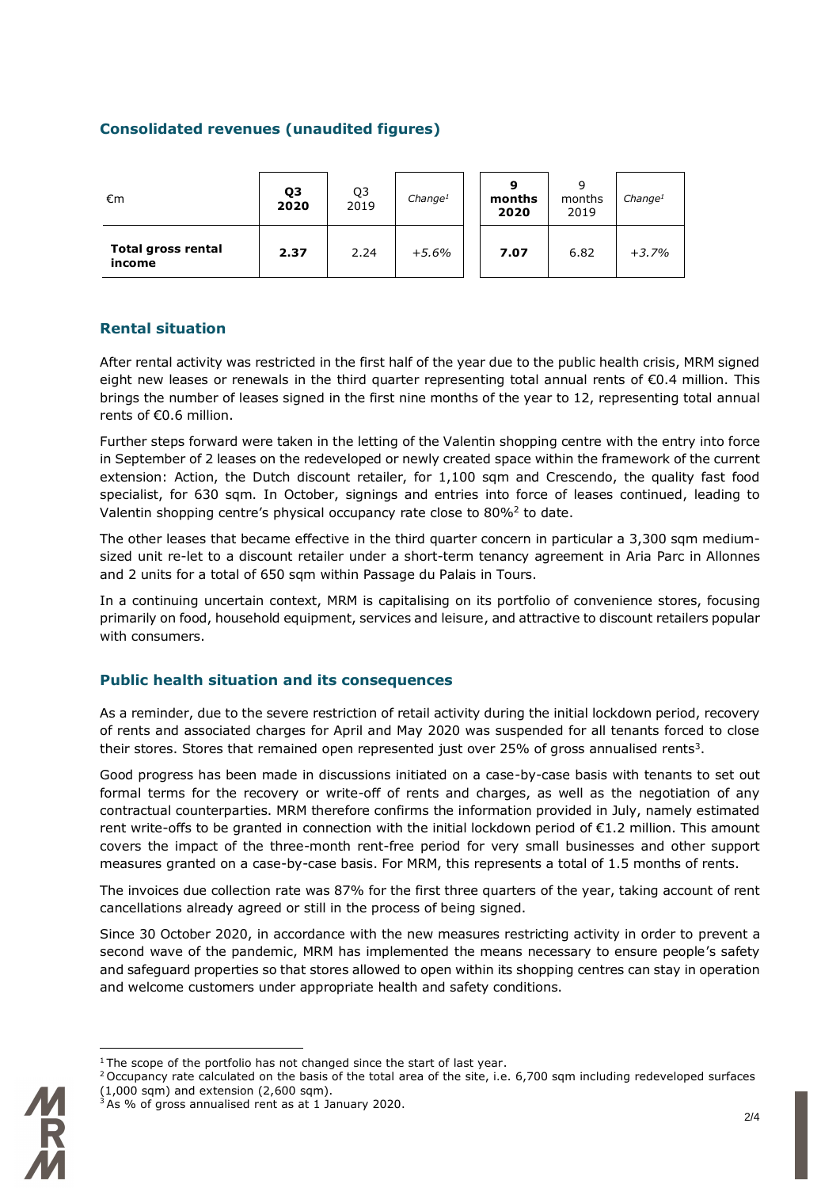## Consolidated revenues (unaudited figures)

| €m | **Q3 2020** | Q3 2019 | *Change*[1] | **9 months 2020** | 9 months 2019 | *Change*[1] |
|---|---|---|---|---|---|---|
| **Total gross rental income** | **2.37** | 2.24 | *+5.6%* | **7.07** | 6.82 | *+3.7%* |

## Rental situation

After rental activity was restricted in the first half of the year due to the public health crisis, MRM signed eight new leases or renewals in the third quarter representing total annual rents of €0.4 million. This brings the number of leases signed in the first nine months of the year to 12, representing total annual rents of €0.6 million.

Further steps forward were taken in the letting of the Valentin shopping centre with the entry into force in September of 2 leases on the redeveloped or newly created space within the framework of the current extension: Action, the Dutch discount retailer, for 1,100 sqm and Crescendo, the quality fast food specialist, for 630 sqm. In October, signings and entries into force of leases continued, leading to Valentin shopping centre's physical occupancy rate close to 80%[2] to date.

The other leases that became effective in the third quarter concern in particular a 3,300 sqm medium-sized unit re-let to a discount retailer under a short-term tenancy agreement in Aria Parc in Allonnes and 2 units for a total of 650 sqm within Passage du Palais in Tours.

In a continuing uncertain context, MRM is capitalising on its portfolio of convenience stores, focusing primarily on food, household equipment, services and leisure, and attractive to discount retailers popular with consumers.

## Public health situation and its consequences

As a reminder, due to the severe restriction of retail activity during the initial lockdown period, recovery of rents and associated charges for April and May 2020 was suspended for all tenants forced to close their stores. Stores that remained open represented just over 25% of gross annualised rents[3].

Good progress has been made in discussions initiated on a case-by-case basis with tenants to set out formal terms for the recovery or write-off of rents and charges, as well as the negotiation of any contractual counterparties. MRM therefore confirms the information provided in July, namely estimated rent write-offs to be granted in connection with the initial lockdown period of €1.2 million. This amount covers the impact of the three-month rent-free period for very small businesses and other support measures granted on a case-by-case basis. For MRM, this represents a total of 1.5 months of rents.

The invoices due collection rate was 87% for the first three quarters of the year, taking account of rent cancellations already agreed or still in the process of being signed.

Since 30 October 2020, in accordance with the new measures restricting activity in order to prevent a second wave of the pandemic, MRM has implemented the means necessary to ensure people's safety and safeguard properties so that stores allowed to open within its shopping centres can stay in operation and welcome customers under appropriate health and safety conditions.

---

[1] The scope of the portfolio has not changed since the start of last year.

[2] Occupancy rate calculated on the basis of the total area of the site, i.e. 6,700 sqm including redeveloped surfaces (1,000 sqm) and extension (2,600 sqm).

[3] As % of gross annualised rent as at 1 January 2020.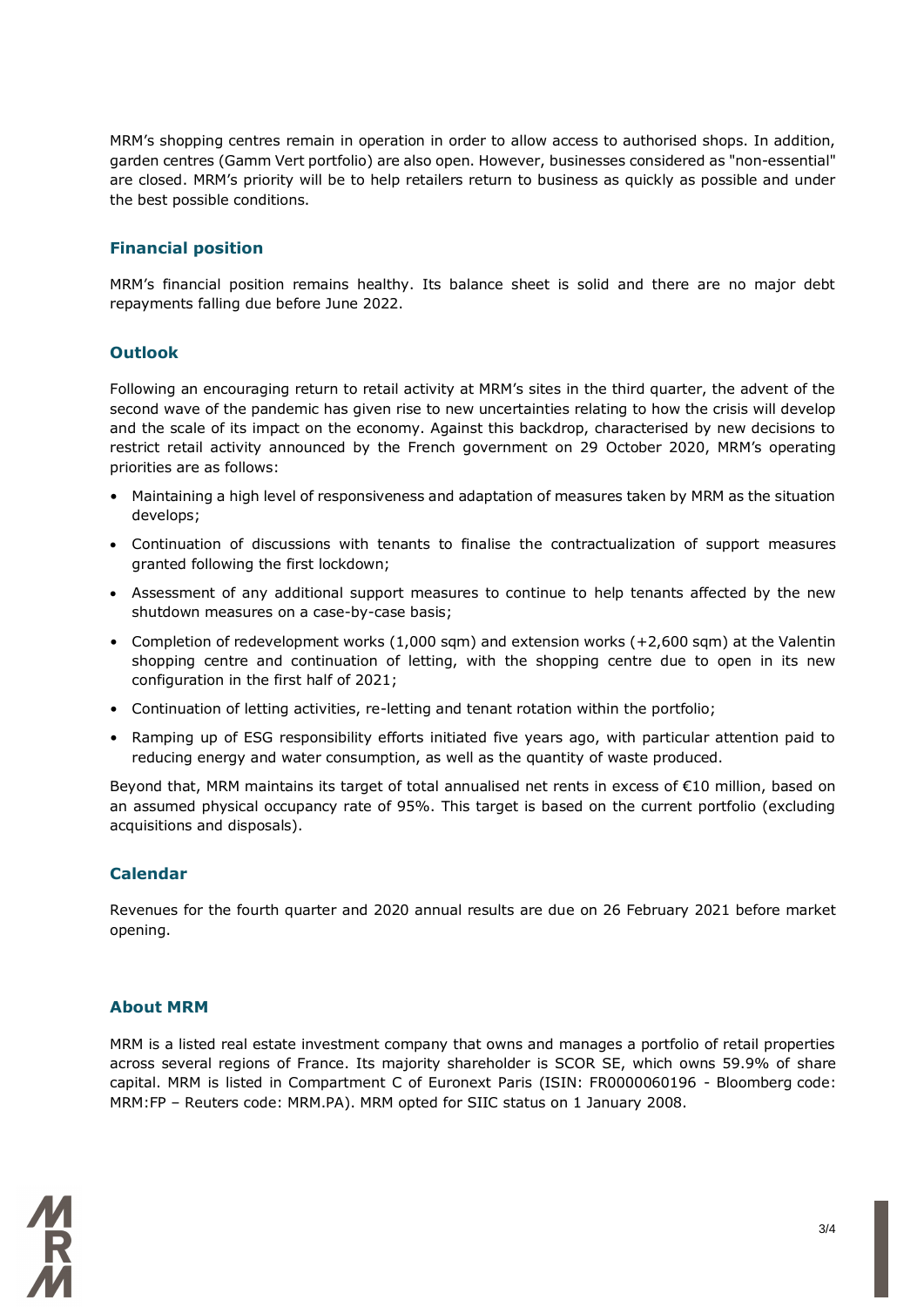MRM's shopping centres remain in operation in order to allow access to authorised shops. In addition, garden centres (Gamm Vert portfolio) are also open. However, businesses considered as "non-essential" are closed. MRM's priority will be to help retailers return to business as quickly as possible and under the best possible conditions.

## Financial position

MRM's financial position remains healthy. Its balance sheet is solid and there are no major debt repayments falling due before June 2022.

## Outlook

Following an encouraging return to retail activity at MRM's sites in the third quarter, the advent of the second wave of the pandemic has given rise to new uncertainties relating to how the crisis will develop and the scale of its impact on the economy. Against this backdrop, characterised by new decisions to restrict retail activity announced by the French government on 29 October 2020, MRM's operating priorities are as follows:

- Maintaining a high level of responsiveness and adaptation of measures taken by MRM as the situation develops;
- Continuation of discussions with tenants to finalise the contractualization of support measures granted following the first lockdown;
- Assessment of any additional support measures to continue to help tenants affected by the new shutdown measures on a case-by-case basis;
- Completion of redevelopment works (1,000 sqm) and extension works (+2,600 sqm) at the Valentin shopping centre and continuation of letting, with the shopping centre due to open in its new configuration in the first half of 2021;
- Continuation of letting activities, re-letting and tenant rotation within the portfolio;
- Ramping up of ESG responsibility efforts initiated five years ago, with particular attention paid to reducing energy and water consumption, as well as the quantity of waste produced.

Beyond that, MRM maintains its target of total annualised net rents in excess of €10 million, based on an assumed physical occupancy rate of 95%. This target is based on the current portfolio (excluding acquisitions and disposals).

## Calendar

Revenues for the fourth quarter and 2020 annual results are due on 26 February 2021 before market opening.

## About MRM

MRM is a listed real estate investment company that owns and manages a portfolio of retail properties across several regions of France. Its majority shareholder is SCOR SE, which owns 59.9% of share capital. MRM is listed in Compartment C of Euronext Paris (ISIN: FR0000060196 - Bloomberg code: MRM:FP – Reuters code: MRM.PA). MRM opted for SIIC status on 1 January 2008.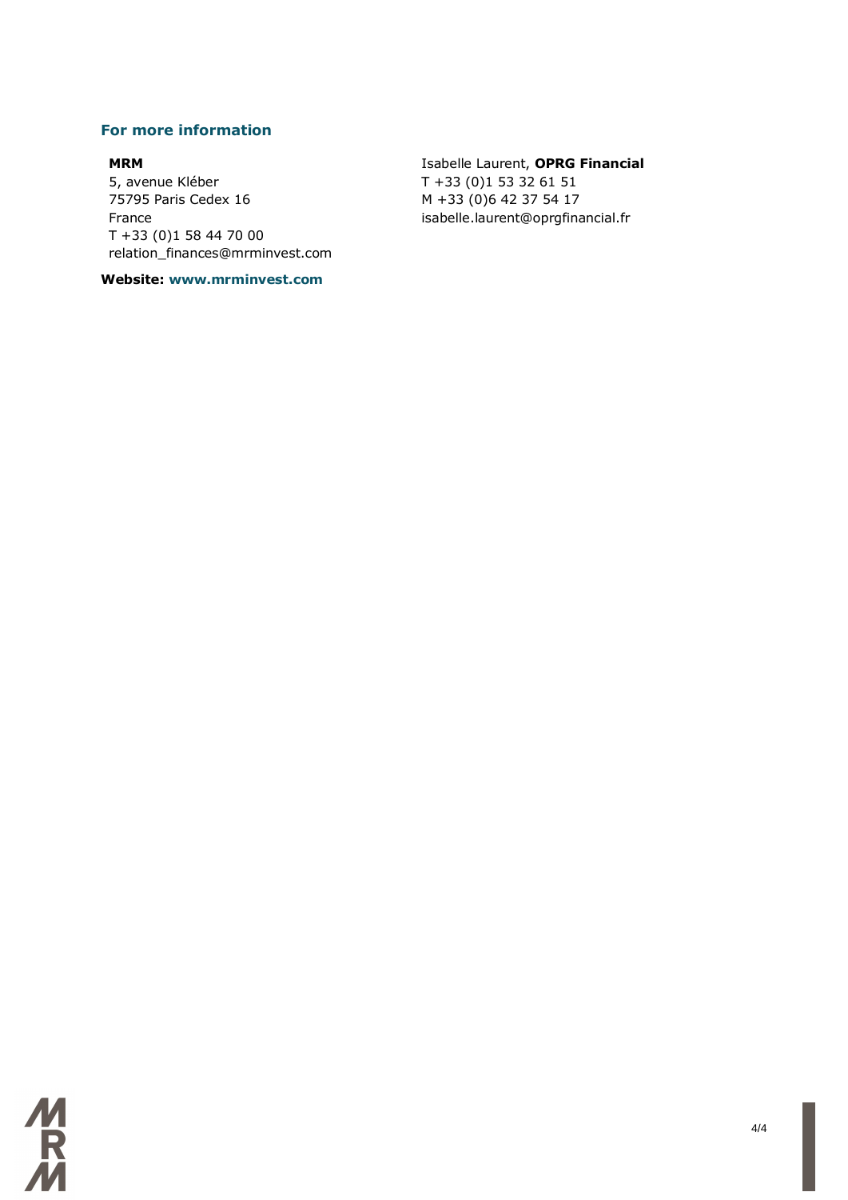## For more information

**MRM**
5, avenue Kléber
75795 Paris Cedex 16
France
T +33 (0)1 58 44 70 00
relation_finances@mrminvest.com

Isabelle Laurent, **OPRG Financial**
T +33 (0)1 53 32 61 51
M +33 (0)6 42 37 54 17
isabelle.laurent@oprgfinancial.fr

**Website: www.mrminvest.com**